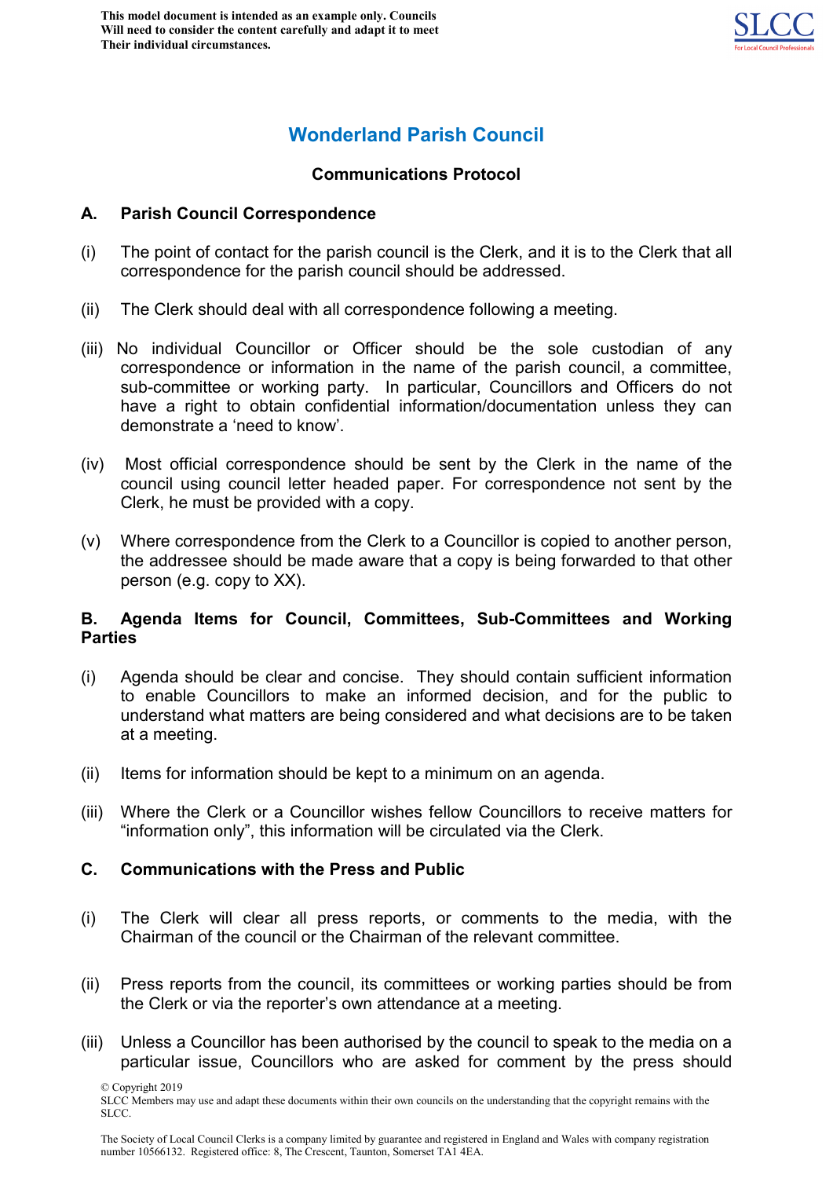This model document is intended as an example only. Councils Will need to consider the content carefully and adapt it to meet Their individual circumstances.

# Wonderland Parish Council

## Communications Protocol

### A. Parish Council Correspondence

(i) The point of contact for the parish council is the Clerk, and it is to the Clerk that all correspondence for the parish council should be addressed.

(ii) The Clerk should deal with all correspondence following a meeting.

(iii) No individual Councillor or Officer should be the sole custodian of any correspondence or information in the name of the parish council, a committee, sub-committee or working party. In particular, Councillors and Officers do not have a right to obtain confidential information/documentation unless they can demonstrate a 'need to know'.

(iv) Most official correspondence should be sent by the Clerk in the name of the council using council letter headed paper. For correspondence not sent by the Clerk, he must be provided with a copy.

(v) Where correspondence from the Clerk to a Councillor is copied to another person, the addressee should be made aware that a copy is being forwarded to that other person (e.g. copy to XX).

### B. Agenda Items for Council, Committees, Sub-Committees and Working Parties

(i) Agenda should be clear and concise. They should contain sufficient information to enable Councillors to make an informed decision, and for the public to understand what matters are being considered and what decisions are to be taken at a meeting.

(ii) Items for information should be kept to a minimum on an agenda.

(iii) Where the Clerk or a Councillor wishes fellow Councillors to receive matters for "information only", this information will be circulated via the Clerk.

### C. Communications with the Press and Public

(i) The Clerk will clear all press reports, or comments to the media, with the Chairman of the council or the Chairman of the relevant committee.

(ii) Press reports from the council, its committees or working parties should be from the Clerk or via the reporter's own attendance at a meeting.

(iii) Unless a Councillor has been authorised by the council to speak to the media on a particular issue, Councillors who are asked for comment by the press should

© Copyright 2019
SLCC Members may use and adapt these documents within their own councils on the understanding that the copyright remains with the SLCC.

The Society of Local Council Clerks is a company limited by guarantee and registered in England and Wales with company registration number 10566132. Registered office: 8, The Crescent, Taunton, Somerset TA1 4EA.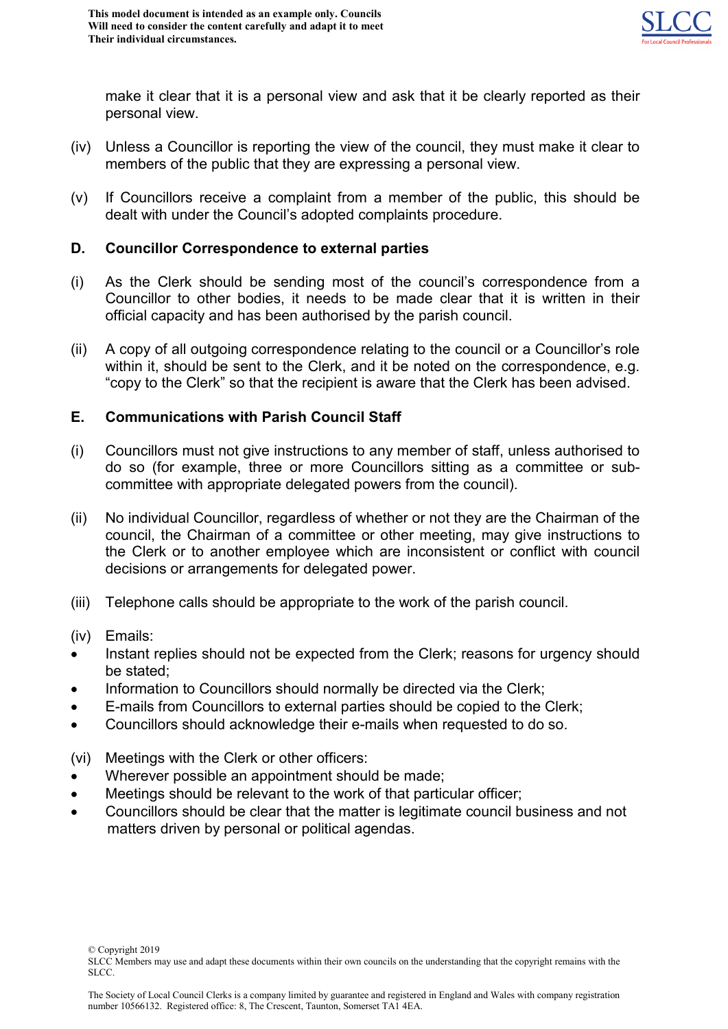make it clear that it is a personal view and ask that it be clearly reported as their personal view.

(iv) Unless a Councillor is reporting the view of the council, they must make it clear to members of the public that they are expressing a personal view.

(v) If Councillors receive a complaint from a member of the public, this should be dealt with under the Council's adopted complaints procedure.

**D. Councillor Correspondence to external parties**

(i) As the Clerk should be sending most of the council's correspondence from a Councillor to other bodies, it needs to be made clear that it is written in their official capacity and has been authorised by the parish council.

(ii) A copy of all outgoing correspondence relating to the council or a Councillor's role within it, should be sent to the Clerk, and it be noted on the correspondence, e.g. "copy to the Clerk" so that the recipient is aware that the Clerk has been advised.

**E. Communications with Parish Council Staff**

(i) Councillors must not give instructions to any member of staff, unless authorised to do so (for example, three or more Councillors sitting as a committee or sub-committee with appropriate delegated powers from the council).

(ii) No individual Councillor, regardless of whether or not they are the Chairman of the council, the Chairman of a committee or other meeting, may give instructions to the Clerk or to another employee which are inconsistent or conflict with council decisions or arrangements for delegated power.

(iii) Telephone calls should be appropriate to the work of the parish council.

(iv) Emails:

- Instant replies should not be expected from the Clerk; reasons for urgency should be stated;
- Information to Councillors should normally be directed via the Clerk;
- E-mails from Councillors to external parties should be copied to the Clerk;
- Councillors should acknowledge their e-mails when requested to do so.

(vi) Meetings with the Clerk or other officers:

- Wherever possible an appointment should be made;
- Meetings should be relevant to the work of that particular officer;
- Councillors should be clear that the matter is legitimate council business and not matters driven by personal or political agendas.